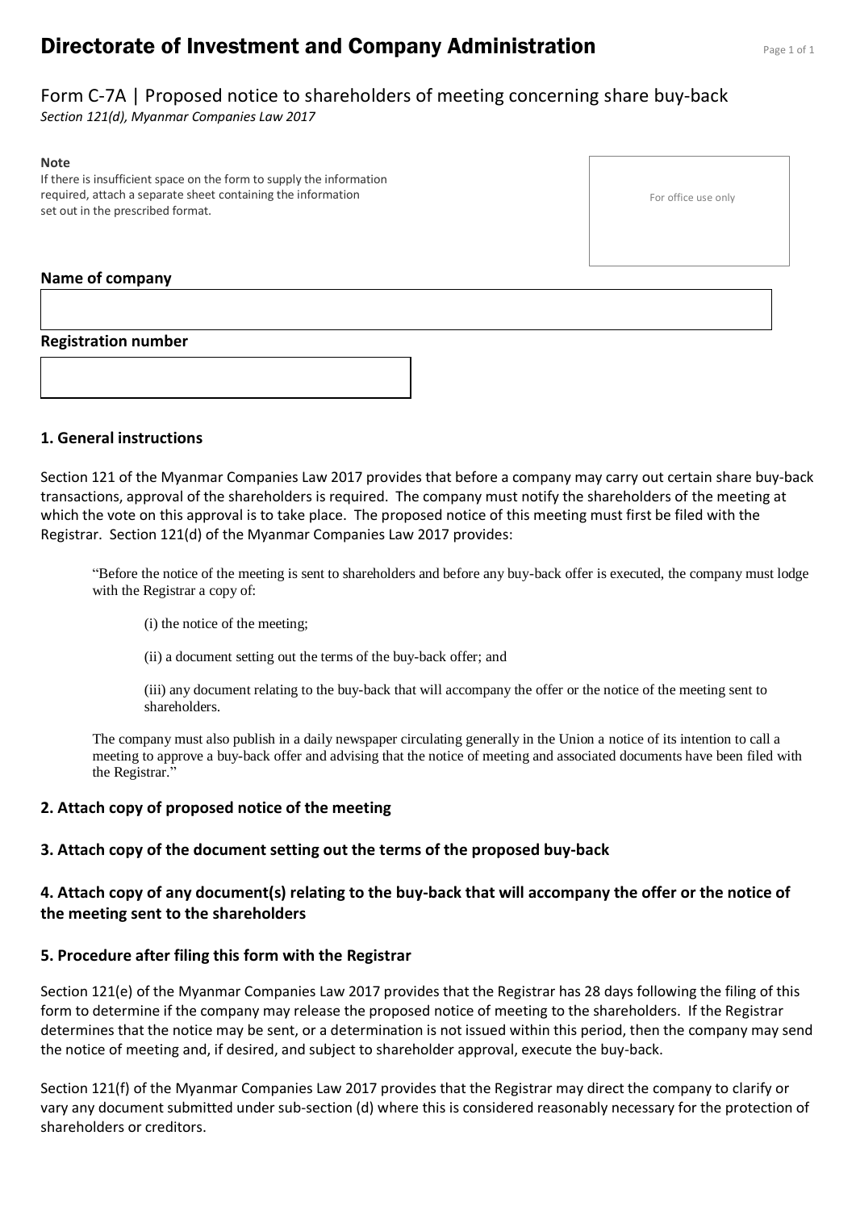# Directorate of Investment and Company Administration

## Form C-7A | Proposed notice to shareholders of meeting concerning share buy-back

*Section 121(d), Myanmar Companies Law 2017*

**Note**
If there is insufficient space on the form to supply the information required, attach a separate sheet containing the information set out in the prescribed format.

For office use only

**Name of company**

**Registration number**

### 1. General instructions

Section 121 of the Myanmar Companies Law 2017 provides that before a company may carry out certain share buy-back transactions, approval of the shareholders is required. The company must notify the shareholders of the meeting at which the vote on this approval is to take place. The proposed notice of this meeting must first be filed with the Registrar. Section 121(d) of the Myanmar Companies Law 2017 provides:

> "Before the notice of the meeting is sent to shareholders and before any buy-back offer is executed, the company must lodge with the Registrar a copy of:
>
> (i) the notice of the meeting;
>
> (ii) a document setting out the terms of the buy-back offer; and
>
> (iii) any document relating to the buy-back that will accompany the offer or the notice of the meeting sent to shareholders.
>
> The company must also publish in a daily newspaper circulating generally in the Union a notice of its intention to call a meeting to approve a buy-back offer and advising that the notice of meeting and associated documents have been filed with the Registrar."

### 2. Attach copy of proposed notice of the meeting

### 3. Attach copy of the document setting out the terms of the proposed buy-back

### 4. Attach copy of any document(s) relating to the buy-back that will accompany the offer or the notice of the meeting sent to the shareholders

### 5. Procedure after filing this form with the Registrar

Section 121(e) of the Myanmar Companies Law 2017 provides that the Registrar has 28 days following the filing of this form to determine if the company may release the proposed notice of meeting to the shareholders. If the Registrar determines that the notice may be sent, or a determination is not issued within this period, then the company may send the notice of meeting and, if desired, and subject to shareholder approval, execute the buy-back.

Section 121(f) of the Myanmar Companies Law 2017 provides that the Registrar may direct the company to clarify or vary any document submitted under sub-section (d) where this is considered reasonably necessary for the protection of shareholders or creditors.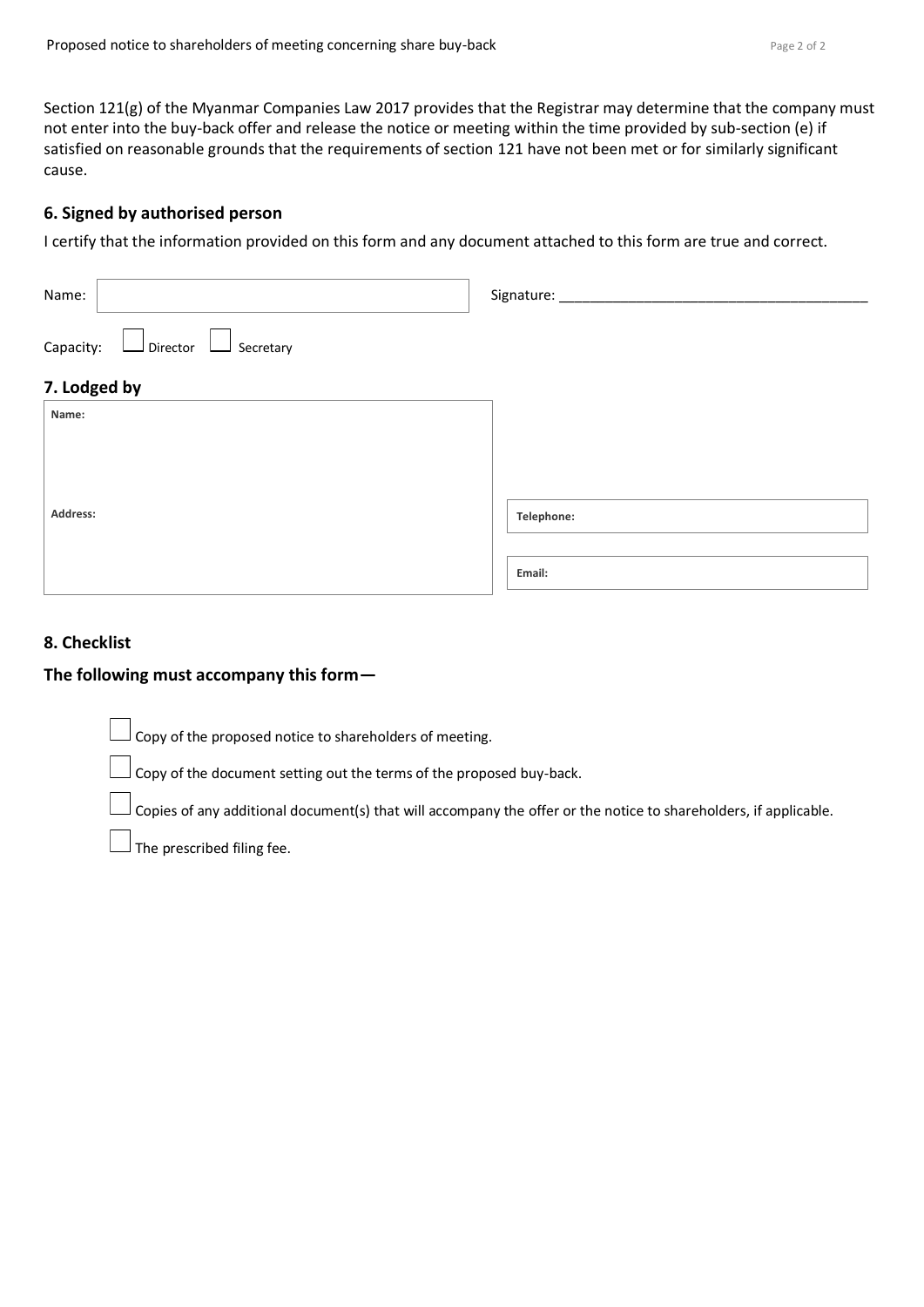Section 121(g) of the Myanmar Companies Law 2017 provides that the Registrar may determine that the company must not enter into the buy-back offer and release the notice or meeting within the time provided by sub-section (e) if satisfied on reasonable grounds that the requirements of section 121 have not been met or for similarly significant cause.

## 6. Signed by authorised person

I certify that the information provided on this form and any document attached to this form are true and correct.

Name: 

Signature: ______________________________________

Capacity: ☐ Director ☐ Secretary

## 7. Lodged by

**Name:**

**Address:**

**Telephone:**

**Email:**

## 8. Checklist

### The following must accompany this form—

- ☐ Copy of the proposed notice to shareholders of meeting.
- ☐ Copy of the document setting out the terms of the proposed buy-back.
- ☐ Copies of any additional document(s) that will accompany the offer or the notice to shareholders, if applicable.
- ☐ The prescribed filing fee.